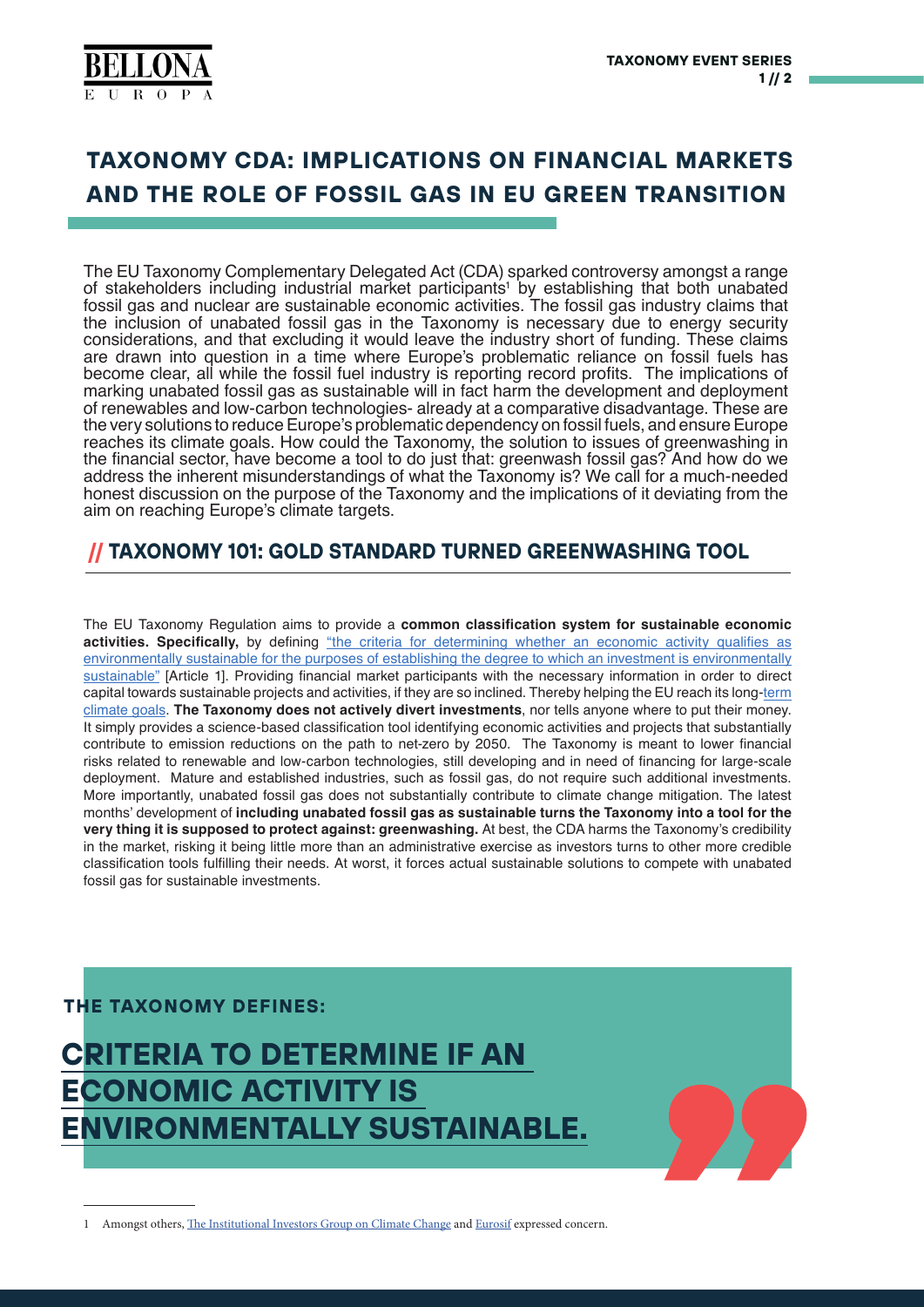# TAXONOMY CDA: IMPLICATIONS ON FINANCIAL MARKETS AND THE ROLE OF FOSSIL GAS IN EU GREEN TRANSITION

The EU Taxonomy Complementary Delegated Act (CDA) sparked controversy amongst a range of stakeholders including industrial market participants[1] by establishing that both unabated fossil gas and nuclear are sustainable economic activities. The fossil gas industry claims that the inclusion of unabated fossil gas in the Taxonomy is necessary due to energy security considerations, and that excluding it would leave the industry short of funding. These claims are drawn into question in a time where Europe's problematic reliance on fossil fuels has become clear, all while the fossil fuel industry is reporting record profits. The implications of marking unabated fossil gas as sustainable will in fact harm the development and deployment of renewables and low-carbon technologies- already at a comparative disadvantage. These are the very solutions to reduce Europe's problematic dependency on fossil fuels, and ensure Europe reaches its climate goals. How could the Taxonomy, the solution to issues of greenwashing in the financial sector, have become a tool to do just that: greenwash fossil gas? And how do we address the inherent misunderstandings of what the Taxonomy is? We call for a much-needed honest discussion on the purpose of the Taxonomy and the implications of it deviating from the aim on reaching Europe's climate targets.

## // TAXONOMY 101: GOLD STANDARD TURNED GREENWASHING TOOL

The EU Taxonomy Regulation aims to provide a **common classification system for sustainable economic activities. Specifically,** by defining "the criteria for determining whether an economic activity qualifies as environmentally sustainable for the purposes of establishing the degree to which an investment is environmentally sustainable" [Article 1]. Providing financial market participants with the necessary information in order to direct capital towards sustainable projects and activities, if they are so inclined. Thereby helping the EU reach its long-term climate goals. **The Taxonomy does not actively divert investments**, nor tells anyone where to put their money. It simply provides a science-based classification tool identifying economic activities and projects that substantially contribute to emission reductions on the path to net-zero by 2050. The Taxonomy is meant to lower financial risks related to renewable and low-carbon technologies, still developing and in need of financing for large-scale deployment. Mature and established industries, such as fossil gas, do not require such additional investments. More importantly, unabated fossil gas does not substantially contribute to climate change mitigation. The latest months' development of **including unabated fossil gas as sustainable turns the Taxonomy into a tool for the very thing it is supposed to protect against: greenwashing.** At best, the CDA harms the Taxonomy's credibility in the market, risking it being little more than an administrative exercise as investors turns to other more credible classification tools fulfilling their needs. At worst, it forces actual sustainable solutions to compete with unabated fossil gas for sustainable investments.

**THE TAXONOMY DEFINES:**

**CRITERIA TO DETERMINE IF AN ECONOMIC ACTIVITY IS ENVIRONMENTALLY SUSTAINABLE.**

---

[1] Amongst others, The Institutional Investors Group on Climate Change and Eurosif expressed concern.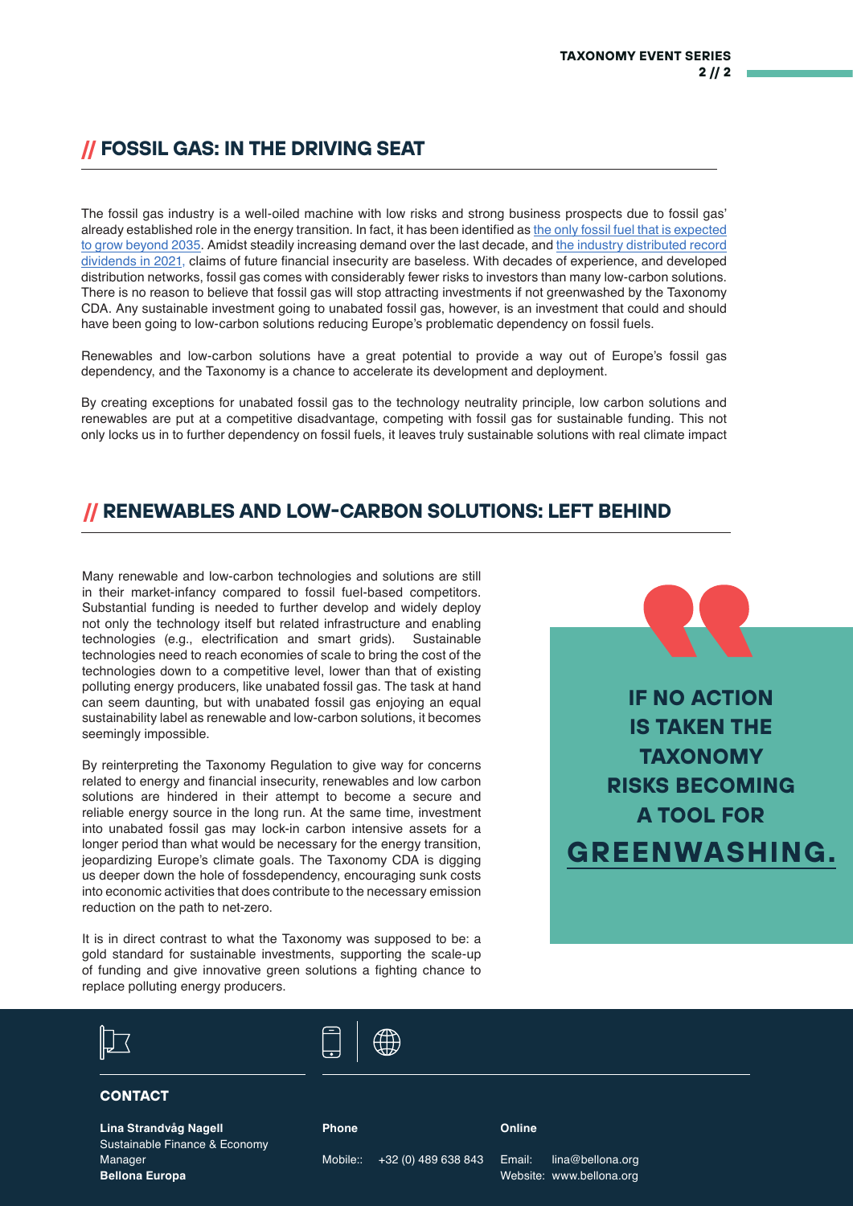## // FOSSIL GAS: IN THE DRIVING SEAT

The fossil gas industry is a well-oiled machine with low risks and strong business prospects due to fossil gas' already established role in the energy transition. In fact, it has been identified as the only fossil fuel that is expected to grow beyond 2035. Amidst steadily increasing demand over the last decade, and the industry distributed record dividends in 2021, claims of future financial insecurity are baseless. With decades of experience, and developed distribution networks, fossil gas comes with considerably fewer risks to investors than many low-carbon solutions. There is no reason to believe that fossil gas will stop attracting investments if not greenwashed by the Taxonomy CDA. Any sustainable investment going to unabated fossil gas, however, is an investment that could and should have been going to low-carbon solutions reducing Europe's problematic dependency on fossil fuels.

Renewables and low-carbon solutions have a great potential to provide a way out of Europe's fossil gas dependency, and the Taxonomy is a chance to accelerate its development and deployment.

By creating exceptions for unabated fossil gas to the technology neutrality principle, low carbon solutions and renewables are put at a competitive disadvantage, competing with fossil gas for sustainable funding. This not only locks us in to further dependency on fossil fuels, it leaves truly sustainable solutions with real climate impact

## // RENEWABLES AND LOW-CARBON SOLUTIONS: LEFT BEHIND

Many renewable and low-carbon technologies and solutions are still in their market-infancy compared to fossil fuel-based competitors. Substantial funding is needed to further develop and widely deploy not only the technology itself but related infrastructure and enabling technologies (e.g., electrification and smart grids). Sustainable technologies need to reach economies of scale to bring the cost of the technologies down to a competitive level, lower than that of existing polluting energy producers, like unabated fossil gas. The task at hand can seem daunting, but with unabated fossil gas enjoying an equal sustainability label as renewable and low-carbon solutions, it becomes seemingly impossible.

By reinterpreting the Taxonomy Regulation to give way for concerns related to energy and financial insecurity, renewables and low carbon solutions are hindered in their attempt to become a secure and reliable energy source in the long run. At the same time, investment into unabated fossil gas may lock-in carbon intensive assets for a longer period than what would be necessary for the energy transition, jeopardizing Europe's climate goals. The Taxonomy CDA is digging us deeper down the hole of fossdependency, encouraging sunk costs into economic activities that does contribute to the necessary emission reduction on the path to net-zero.

It is in direct contrast to what the Taxonomy was supposed to be: a gold standard for sustainable investments, supporting the scale-up of funding and give innovative green solutions a fighting chance to replace polluting energy producers.

> **IF NO ACTION IS TAKEN THE TAXONOMY RISKS BECOMING A TOOL FOR GREENWASHING.**

**CONTACT**

**Lina Strandvåg Nagell**
Sustainable Finance & Economy Manager
**Bellona Europa**

**Phone**
Mobile:: +32 (0) 489 638 843

**Online**
Email: lina@bellona.org
Website: www.bellona.org